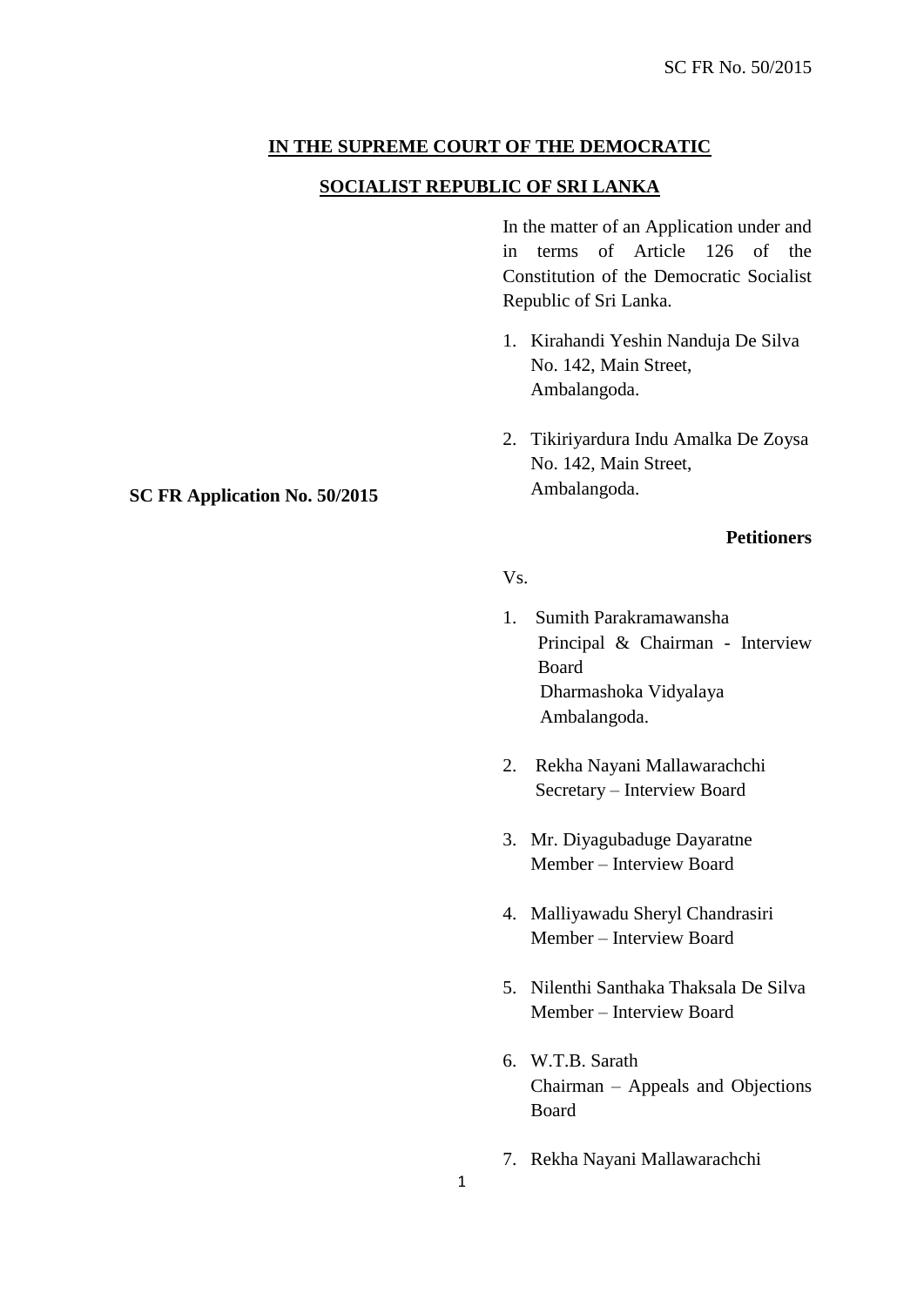**IN THE SUPREME COURT OF THE DEMOCRATIC**

**SOCIALIST REPUBLIC OF SRI LANKA**

In the matter of an Application under and in terms of Article 126 of the Constitution of the Democratic Socialist Republic of Sri Lanka.

1. Kirahandi Yeshin Nanduja De Silva
   No. 142, Main Street,
   Ambalangoda.

2. Tikiriyardura Indu Amalka De Zoysa
   No. 142, Main Street,
   Ambalangoda.

**SC FR Application No. 50/2015**

**Petitioners**

Vs.

1. Sumith Parakramawansha
   Principal & Chairman - Interview Board
   Dharmashoka Vidyalaya
   Ambalangoda.

2. Rekha Nayani Mallawarachchi
   Secretary – Interview Board

3. Mr. Diyagubaduge Dayaratne
   Member – Interview Board

4. Malliyawadu Sheryl Chandrasiri
   Member – Interview Board

5. Nilenthi Santhaka Thaksala De Silva
   Member – Interview Board

6. W.T.B. Sarath
   Chairman – Appeals and Objections Board

7. Rekha Nayani Mallawarachchi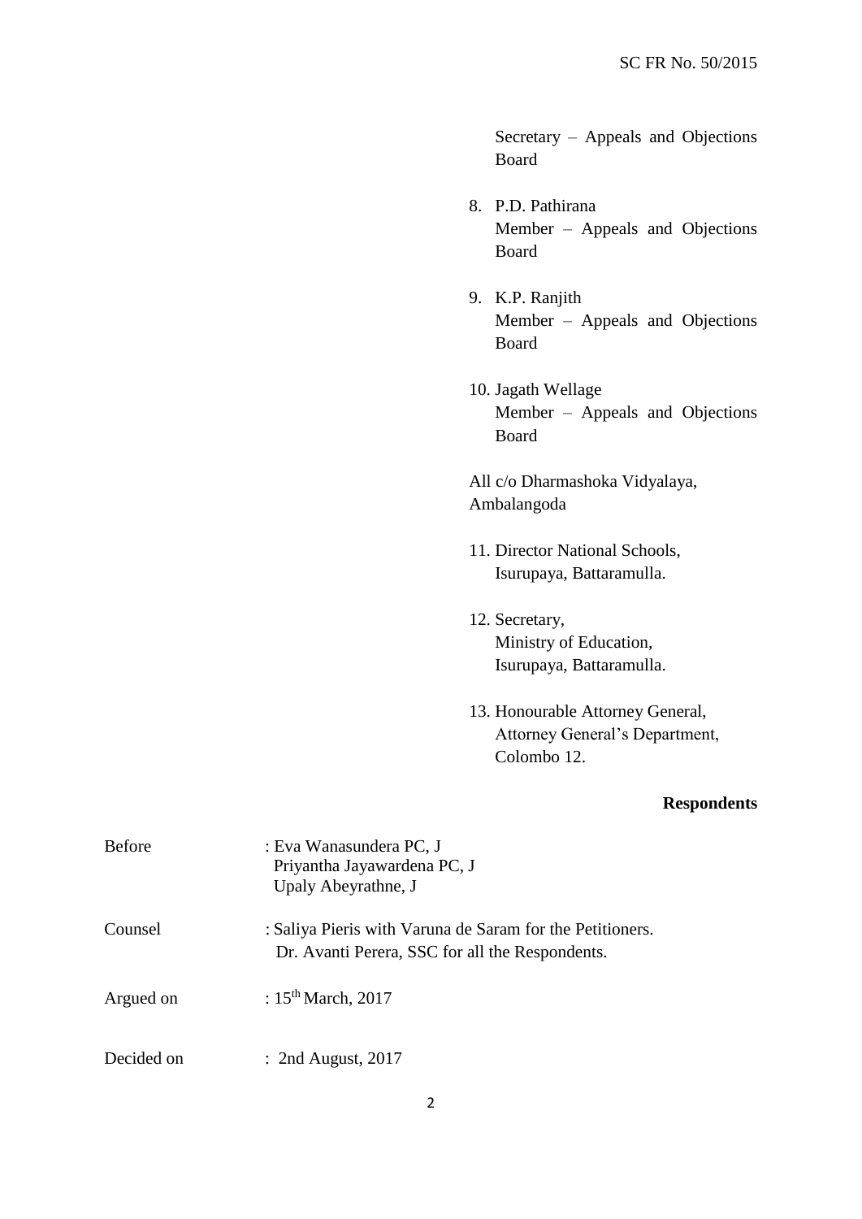Secretary – Appeals and Objections Board

8. P.D. Pathirana
   Member – Appeals and Objections Board

9. K.P. Ranjith
   Member – Appeals and Objections Board

10. Jagath Wellage
    Member – Appeals and Objections Board

All c/o Dharmashoka Vidyalaya, Ambalangoda

11. Director National Schools,
    Isurupaya, Battaramulla.

12. Secretary,
    Ministry of Education,
    Isurupaya, Battaramulla.

13. Honourable Attorney General,
    Attorney General's Department,
    Colombo 12.

**Respondents**

Before : Eva Wanasundera PC, J
Priyantha Jayawardena PC, J
Upaly Abeyrathne, J

Counsel : Saliya Pieris with Varuna de Saram for the Petitioners.
Dr. Avanti Perera, SSC for all the Respondents.

Argued on : 15th March, 2017

Decided on : 2nd August, 2017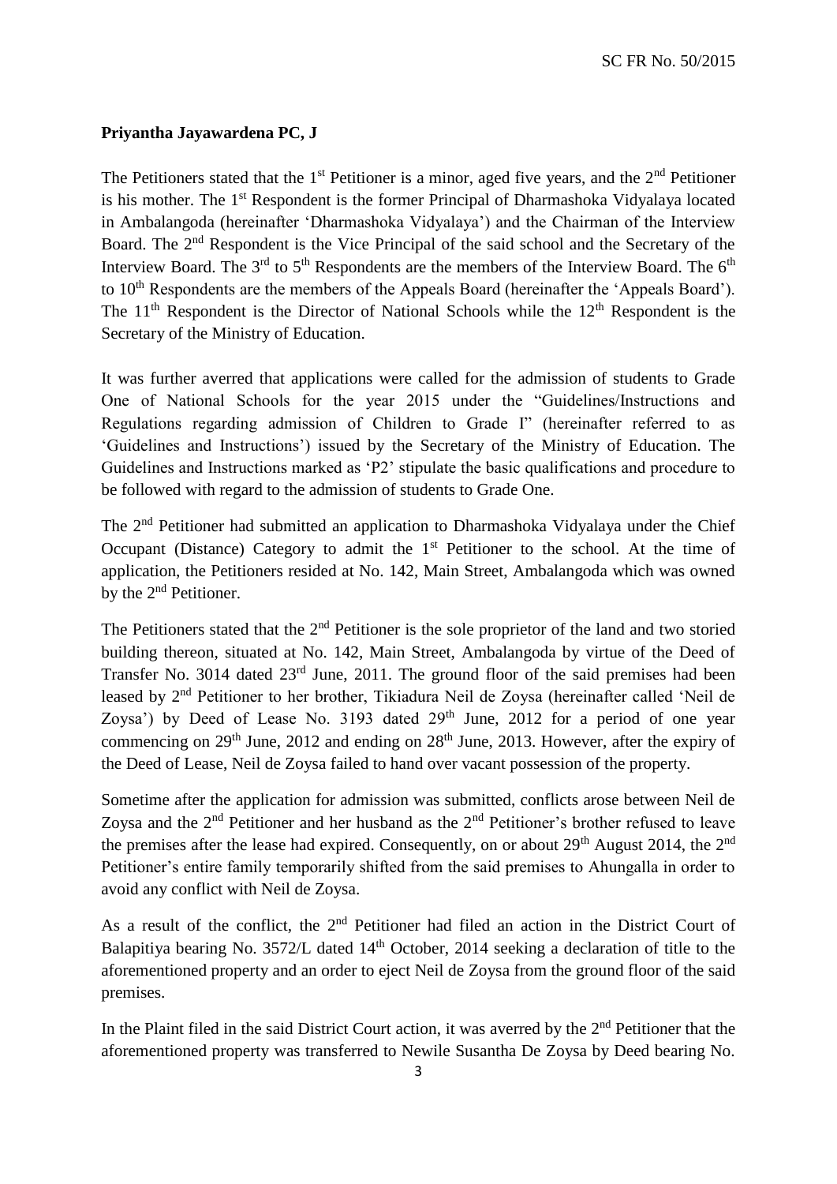**Priyantha Jayawardena PC, J**

The Petitioners stated that the 1st Petitioner is a minor, aged five years, and the 2nd Petitioner is his mother. The 1st Respondent is the former Principal of Dharmashoka Vidyalaya located in Ambalangoda (hereinafter 'Dharmashoka Vidyalaya') and the Chairman of the Interview Board. The 2nd Respondent is the Vice Principal of the said school and the Secretary of the Interview Board. The 3rd to 5th Respondents are the members of the Interview Board. The 6th to 10th Respondents are the members of the Appeals Board (hereinafter the 'Appeals Board'). The 11th Respondent is the Director of National Schools while the 12th Respondent is the Secretary of the Ministry of Education.

It was further averred that applications were called for the admission of students to Grade One of National Schools for the year 2015 under the "Guidelines/Instructions and Regulations regarding admission of Children to Grade I" (hereinafter referred to as 'Guidelines and Instructions') issued by the Secretary of the Ministry of Education. The Guidelines and Instructions marked as 'P2' stipulate the basic qualifications and procedure to be followed with regard to the admission of students to Grade One.

The 2nd Petitioner had submitted an application to Dharmashoka Vidyalaya under the Chief Occupant (Distance) Category to admit the 1st Petitioner to the school. At the time of application, the Petitioners resided at No. 142, Main Street, Ambalangoda which was owned by the 2nd Petitioner.

The Petitioners stated that the 2nd Petitioner is the sole proprietor of the land and two storied building thereon, situated at No. 142, Main Street, Ambalangoda by virtue of the Deed of Transfer No. 3014 dated 23rd June, 2011. The ground floor of the said premises had been leased by 2nd Petitioner to her brother, Tikiadura Neil de Zoysa (hereinafter called 'Neil de Zoysa') by Deed of Lease No. 3193 dated 29th June, 2012 for a period of one year commencing on 29th June, 2012 and ending on 28th June, 2013. However, after the expiry of the Deed of Lease, Neil de Zoysa failed to hand over vacant possession of the property.

Sometime after the application for admission was submitted, conflicts arose between Neil de Zoysa and the 2nd Petitioner and her husband as the 2nd Petitioner's brother refused to leave the premises after the lease had expired. Consequently, on or about 29th August 2014, the 2nd Petitioner's entire family temporarily shifted from the said premises to Ahungalla in order to avoid any conflict with Neil de Zoysa.

As a result of the conflict, the 2nd Petitioner had filed an action in the District Court of Balapitiya bearing No. 3572/L dated 14th October, 2014 seeking a declaration of title to the aforementioned property and an order to eject Neil de Zoysa from the ground floor of the said premises.

In the Plaint filed in the said District Court action, it was averred by the 2nd Petitioner that the aforementioned property was transferred to Newile Susantha De Zoysa by Deed bearing No.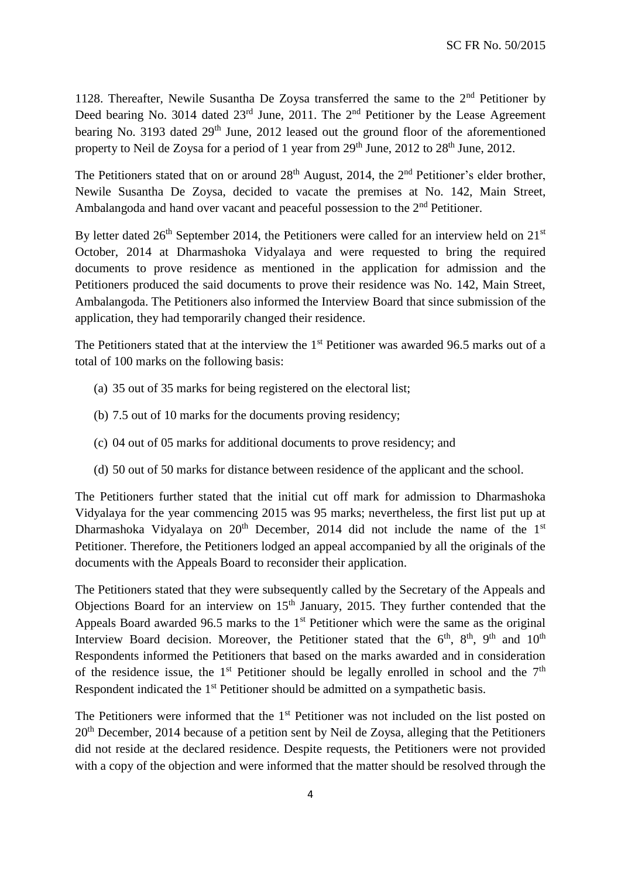1128. Thereafter, Newile Susantha De Zoysa transferred the same to the 2nd Petitioner by Deed bearing No. 3014 dated 23rd June, 2011. The 2nd Petitioner by the Lease Agreement bearing No. 3193 dated 29th June, 2012 leased out the ground floor of the aforementioned property to Neil de Zoysa for a period of 1 year from 29th June, 2012 to 28th June, 2012.

The Petitioners stated that on or around 28th August, 2014, the 2nd Petitioner's elder brother, Newile Susantha De Zoysa, decided to vacate the premises at No. 142, Main Street, Ambalangoda and hand over vacant and peaceful possession to the 2nd Petitioner.

By letter dated 26th September 2014, the Petitioners were called for an interview held on 21st October, 2014 at Dharmashoka Vidyalaya and were requested to bring the required documents to prove residence as mentioned in the application for admission and the Petitioners produced the said documents to prove their residence was No. 142, Main Street, Ambalangoda. The Petitioners also informed the Interview Board that since submission of the application, they had temporarily changed their residence.

The Petitioners stated that at the interview the 1st Petitioner was awarded 96.5 marks out of a total of 100 marks on the following basis:

(a) 35 out of 35 marks for being registered on the electoral list;

(b) 7.5 out of 10 marks for the documents proving residency;

(c) 04 out of 05 marks for additional documents to prove residency; and

(d) 50 out of 50 marks for distance between residence of the applicant and the school.

The Petitioners further stated that the initial cut off mark for admission to Dharmashoka Vidyalaya for the year commencing 2015 was 95 marks; nevertheless, the first list put up at Dharmashoka Vidyalaya on 20th December, 2014 did not include the name of the 1st Petitioner. Therefore, the Petitioners lodged an appeal accompanied by all the originals of the documents with the Appeals Board to reconsider their application.

The Petitioners stated that they were subsequently called by the Secretary of the Appeals and Objections Board for an interview on 15th January, 2015. They further contended that the Appeals Board awarded 96.5 marks to the 1st Petitioner which were the same as the original Interview Board decision. Moreover, the Petitioner stated that the 6th, 8th, 9th and 10th Respondents informed the Petitioners that based on the marks awarded and in consideration of the residence issue, the 1st Petitioner should be legally enrolled in school and the 7th Respondent indicated the 1st Petitioner should be admitted on a sympathetic basis.

The Petitioners were informed that the 1st Petitioner was not included on the list posted on 20th December, 2014 because of a petition sent by Neil de Zoysa, alleging that the Petitioners did not reside at the declared residence. Despite requests, the Petitioners were not provided with a copy of the objection and were informed that the matter should be resolved through the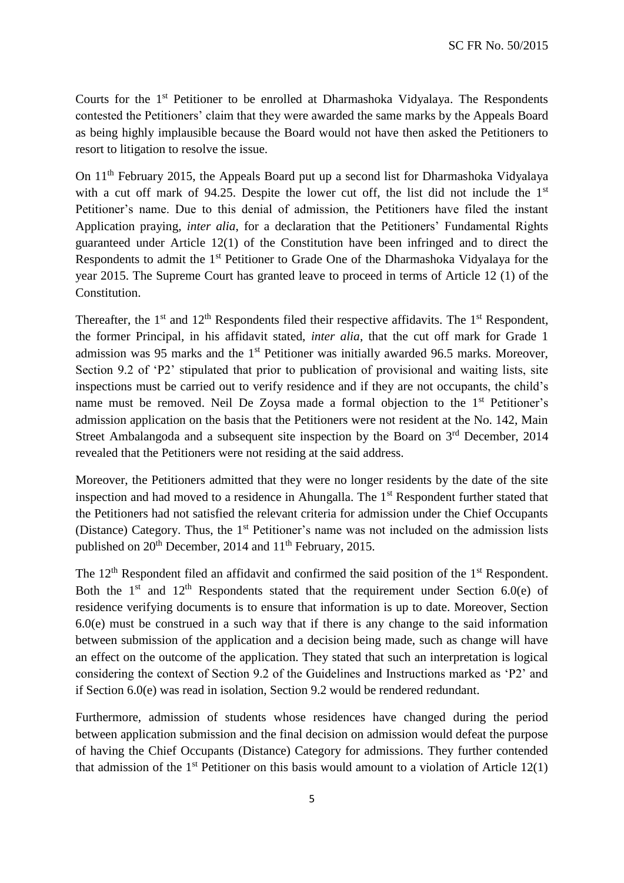Courts for the 1st Petitioner to be enrolled at Dharmashoka Vidyalaya. The Respondents contested the Petitioners' claim that they were awarded the same marks by the Appeals Board as being highly implausible because the Board would not have then asked the Petitioners to resort to litigation to resolve the issue.

On 11th February 2015, the Appeals Board put up a second list for Dharmashoka Vidyalaya with a cut off mark of 94.25. Despite the lower cut off, the list did not include the 1st Petitioner's name. Due to this denial of admission, the Petitioners have filed the instant Application praying, *inter alia*, for a declaration that the Petitioners' Fundamental Rights guaranteed under Article 12(1) of the Constitution have been infringed and to direct the Respondents to admit the 1st Petitioner to Grade One of the Dharmashoka Vidyalaya for the year 2015. The Supreme Court has granted leave to proceed in terms of Article 12 (1) of the Constitution.

Thereafter, the 1st and 12th Respondents filed their respective affidavits. The 1st Respondent, the former Principal, in his affidavit stated, *inter alia*, that the cut off mark for Grade 1 admission was 95 marks and the 1st Petitioner was initially awarded 96.5 marks. Moreover, Section 9.2 of 'P2' stipulated that prior to publication of provisional and waiting lists, site inspections must be carried out to verify residence and if they are not occupants, the child's name must be removed. Neil De Zoysa made a formal objection to the 1st Petitioner's admission application on the basis that the Petitioners were not resident at the No. 142, Main Street Ambalangoda and a subsequent site inspection by the Board on 3rd December, 2014 revealed that the Petitioners were not residing at the said address.

Moreover, the Petitioners admitted that they were no longer residents by the date of the site inspection and had moved to a residence in Ahungalla. The 1st Respondent further stated that the Petitioners had not satisfied the relevant criteria for admission under the Chief Occupants (Distance) Category. Thus, the 1st Petitioner's name was not included on the admission lists published on 20th December, 2014 and 11th February, 2015.

The 12th Respondent filed an affidavit and confirmed the said position of the 1st Respondent. Both the 1st and 12th Respondents stated that the requirement under Section 6.0(e) of residence verifying documents is to ensure that information is up to date. Moreover, Section 6.0(e) must be construed in a such way that if there is any change to the said information between submission of the application and a decision being made, such as change will have an effect on the outcome of the application. They stated that such an interpretation is logical considering the context of Section 9.2 of the Guidelines and Instructions marked as 'P2' and if Section 6.0(e) was read in isolation, Section 9.2 would be rendered redundant.

Furthermore, admission of students whose residences have changed during the period between application submission and the final decision on admission would defeat the purpose of having the Chief Occupants (Distance) Category for admissions. They further contended that admission of the 1st Petitioner on this basis would amount to a violation of Article 12(1)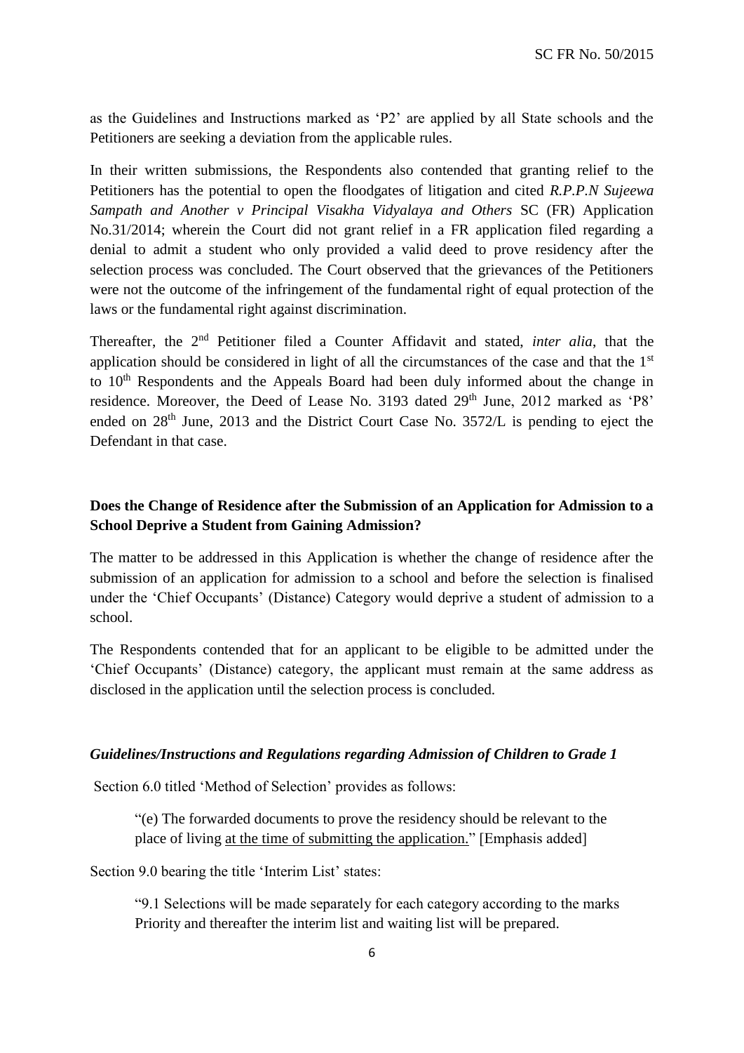as the Guidelines and Instructions marked as 'P2' are applied by all State schools and the Petitioners are seeking a deviation from the applicable rules.

In their written submissions, the Respondents also contended that granting relief to the Petitioners has the potential to open the floodgates of litigation and cited *R.P.P.N Sujeewa Sampath and Another v Principal Visakha Vidyalaya and Others* SC (FR) Application No.31/2014; wherein the Court did not grant relief in a FR application filed regarding a denial to admit a student who only provided a valid deed to prove residency after the selection process was concluded. The Court observed that the grievances of the Petitioners were not the outcome of the infringement of the fundamental right of equal protection of the laws or the fundamental right against discrimination.

Thereafter, the 2nd Petitioner filed a Counter Affidavit and stated, *inter alia*, that the application should be considered in light of all the circumstances of the case and that the 1st to 10th Respondents and the Appeals Board had been duly informed about the change in residence. Moreover, the Deed of Lease No. 3193 dated 29th June, 2012 marked as 'P8' ended on 28th June, 2013 and the District Court Case No. 3572/L is pending to eject the Defendant in that case.

**Does the Change of Residence after the Submission of an Application for Admission to a School Deprive a Student from Gaining Admission?**

The matter to be addressed in this Application is whether the change of residence after the submission of an application for admission to a school and before the selection is finalised under the 'Chief Occupants' (Distance) Category would deprive a student of admission to a school.

The Respondents contended that for an applicant to be eligible to be admitted under the 'Chief Occupants' (Distance) category, the applicant must remain at the same address as disclosed in the application until the selection process is concluded.

***Guidelines/Instructions and Regulations regarding Admission of Children to Grade 1***

Section 6.0 titled 'Method of Selection' provides as follows:

> "(e) The forwarded documents to prove the residency should be relevant to the place of living <u>at the time of submitting the application.</u>" [Emphasis added]

Section 9.0 bearing the title 'Interim List' states:

> "9.1 Selections will be made separately for each category according to the marks Priority and thereafter the interim list and waiting list will be prepared.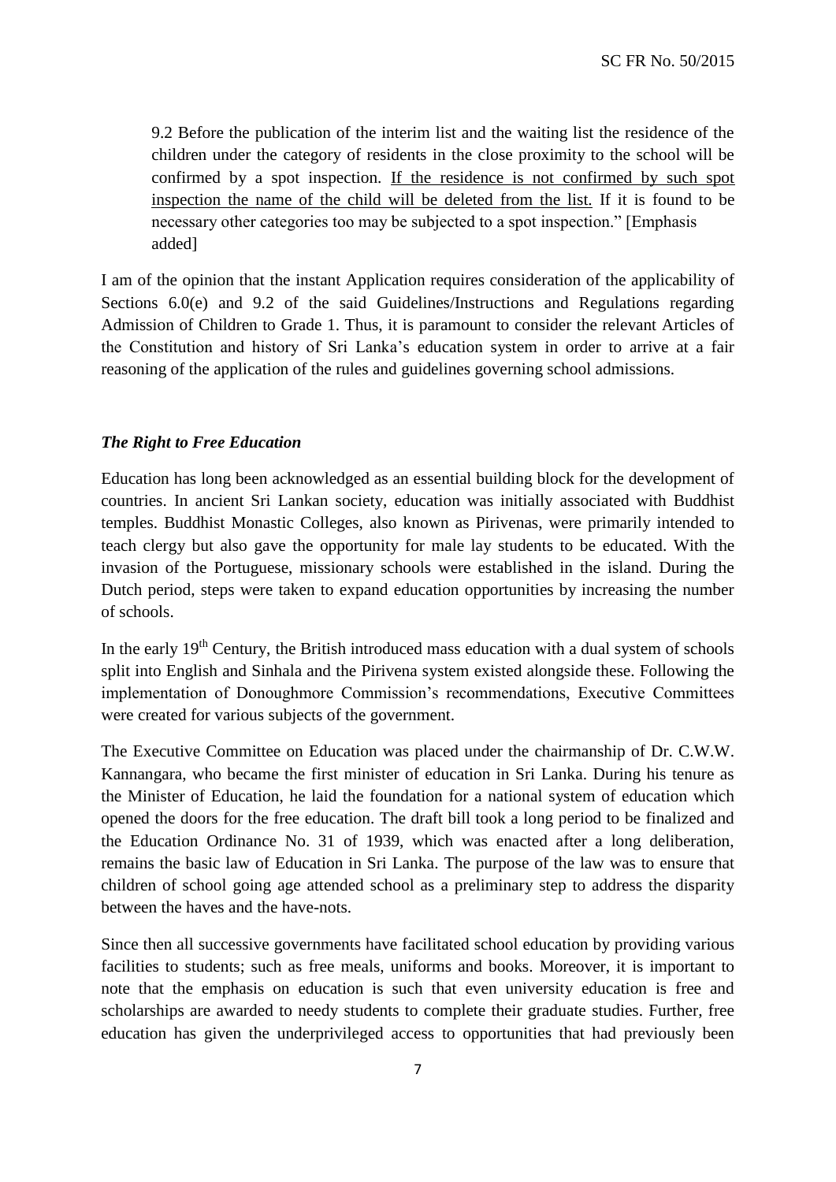> 9.2 Before the publication of the interim list and the waiting list the residence of the children under the category of residents in the close proximity to the school will be confirmed by a spot inspection. <u>If the residence is not confirmed by such spot inspection the name of the child will be deleted from the list.</u> If it is found to be necessary other categories too may be subjected to a spot inspection." [Emphasis added]

I am of the opinion that the instant Application requires consideration of the applicability of Sections 6.0(e) and 9.2 of the said Guidelines/Instructions and Regulations regarding Admission of Children to Grade 1. Thus, it is paramount to consider the relevant Articles of the Constitution and history of Sri Lanka's education system in order to arrive at a fair reasoning of the application of the rules and guidelines governing school admissions.

***The Right to Free Education***

Education has long been acknowledged as an essential building block for the development of countries. In ancient Sri Lankan society, education was initially associated with Buddhist temples. Buddhist Monastic Colleges, also known as Pirivenas, were primarily intended to teach clergy but also gave the opportunity for male lay students to be educated. With the invasion of the Portuguese, missionary schools were established in the island. During the Dutch period, steps were taken to expand education opportunities by increasing the number of schools.

In the early 19th Century, the British introduced mass education with a dual system of schools split into English and Sinhala and the Pirivena system existed alongside these. Following the implementation of Donoughmore Commission's recommendations, Executive Committees were created for various subjects of the government.

The Executive Committee on Education was placed under the chairmanship of Dr. C.W.W. Kannangara, who became the first minister of education in Sri Lanka. During his tenure as the Minister of Education, he laid the foundation for a national system of education which opened the doors for the free education. The draft bill took a long period to be finalized and the Education Ordinance No. 31 of 1939, which was enacted after a long deliberation, remains the basic law of Education in Sri Lanka. The purpose of the law was to ensure that children of school going age attended school as a preliminary step to address the disparity between the haves and the have-nots.

Since then all successive governments have facilitated school education by providing various facilities to students; such as free meals, uniforms and books. Moreover, it is important to note that the emphasis on education is such that even university education is free and scholarships are awarded to needy students to complete their graduate studies. Further, free education has given the underprivileged access to opportunities that had previously been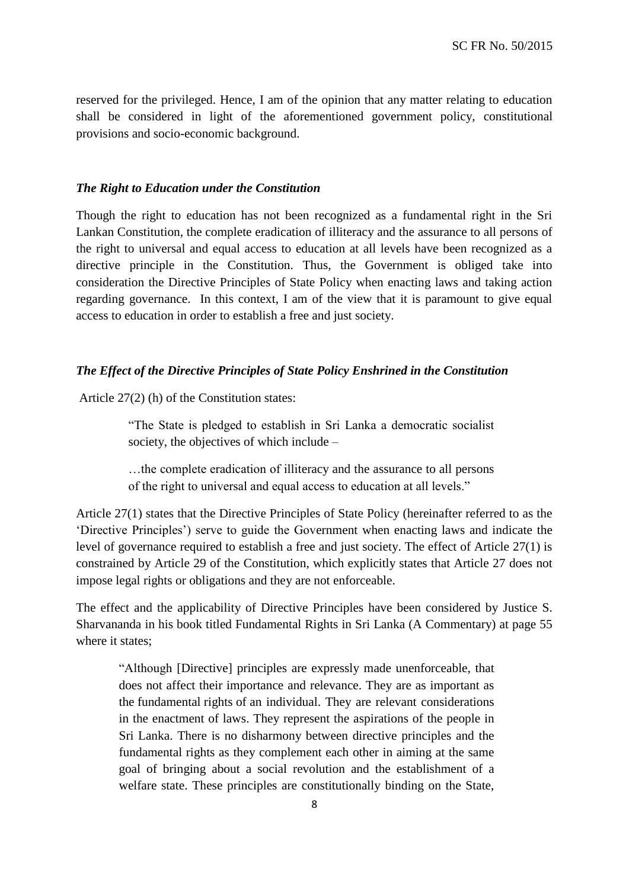reserved for the privileged. Hence, I am of the opinion that any matter relating to education shall be considered in light of the aforementioned government policy, constitutional provisions and socio-economic background.

### *The Right to Education under the Constitution*

Though the right to education has not been recognized as a fundamental right in the Sri Lankan Constitution, the complete eradication of illiteracy and the assurance to all persons of the right to universal and equal access to education at all levels have been recognized as a directive principle in the Constitution. Thus, the Government is obliged take into consideration the Directive Principles of State Policy when enacting laws and taking action regarding governance. In this context, I am of the view that it is paramount to give equal access to education in order to establish a free and just society.

### *The Effect of the Directive Principles of State Policy Enshrined in the Constitution*

Article 27(2) (h) of the Constitution states:

> "The State is pledged to establish in Sri Lanka a democratic socialist society, the objectives of which include –
>
> …the complete eradication of illiteracy and the assurance to all persons of the right to universal and equal access to education at all levels."

Article 27(1) states that the Directive Principles of State Policy (hereinafter referred to as the 'Directive Principles') serve to guide the Government when enacting laws and indicate the level of governance required to establish a free and just society. The effect of Article 27(1) is constrained by Article 29 of the Constitution, which explicitly states that Article 27 does not impose legal rights or obligations and they are not enforceable.

The effect and the applicability of Directive Principles have been considered by Justice S. Sharvananda in his book titled Fundamental Rights in Sri Lanka (A Commentary) at page 55 where it states;

> "Although [Directive] principles are expressly made unenforceable, that does not affect their importance and relevance. They are as important as the fundamental rights of an individual. They are relevant considerations in the enactment of laws. They represent the aspirations of the people in Sri Lanka. There is no disharmony between directive principles and the fundamental rights as they complement each other in aiming at the same goal of bringing about a social revolution and the establishment of a welfare state. These principles are constitutionally binding on the State,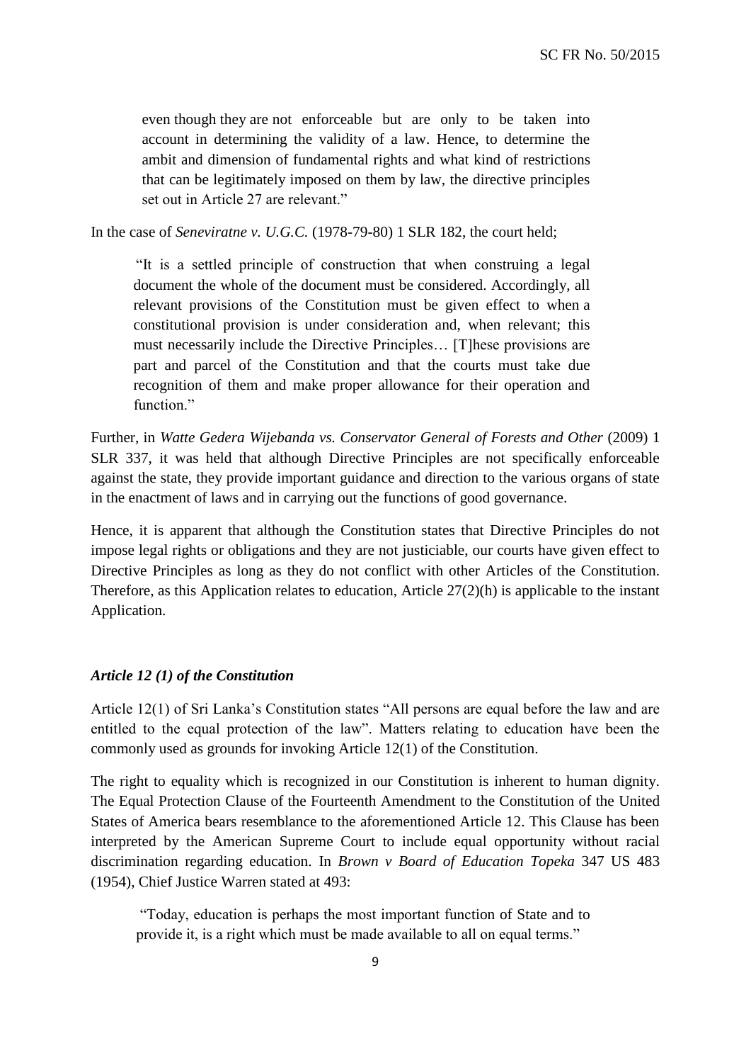> even though they are not enforceable but are only to be taken into account in determining the validity of a law. Hence, to determine the ambit and dimension of fundamental rights and what kind of restrictions that can be legitimately imposed on them by law, the directive principles set out in Article 27 are relevant."

In the case of *Seneviratne v. U.G.C.* (1978-79-80) 1 SLR 182, the court held;

> "It is a settled principle of construction that when construing a legal document the whole of the document must be considered. Accordingly, all relevant provisions of the Constitution must be given effect to when a constitutional provision is under consideration and, when relevant; this must necessarily include the Directive Principles… [T]hese provisions are part and parcel of the Constitution and that the courts must take due recognition of them and make proper allowance for their operation and function."

Further, in *Watte Gedera Wijebanda vs. Conservator General of Forests and Other* (2009) 1 SLR 337, it was held that although Directive Principles are not specifically enforceable against the state, they provide important guidance and direction to the various organs of state in the enactment of laws and in carrying out the functions of good governance.

Hence, it is apparent that although the Constitution states that Directive Principles do not impose legal rights or obligations and they are not justiciable, our courts have given effect to Directive Principles as long as they do not conflict with other Articles of the Constitution. Therefore, as this Application relates to education, Article 27(2)(h) is applicable to the instant Application.

### *Article 12 (1) of the Constitution*

Article 12(1) of Sri Lanka's Constitution states "All persons are equal before the law and are entitled to the equal protection of the law". Matters relating to education have been the commonly used as grounds for invoking Article 12(1) of the Constitution.

The right to equality which is recognized in our Constitution is inherent to human dignity. The Equal Protection Clause of the Fourteenth Amendment to the Constitution of the United States of America bears resemblance to the aforementioned Article 12. This Clause has been interpreted by the American Supreme Court to include equal opportunity without racial discrimination regarding education. In *Brown v Board of Education Topeka* 347 US 483 (1954), Chief Justice Warren stated at 493:

> "Today, education is perhaps the most important function of State and to provide it, is a right which must be made available to all on equal terms."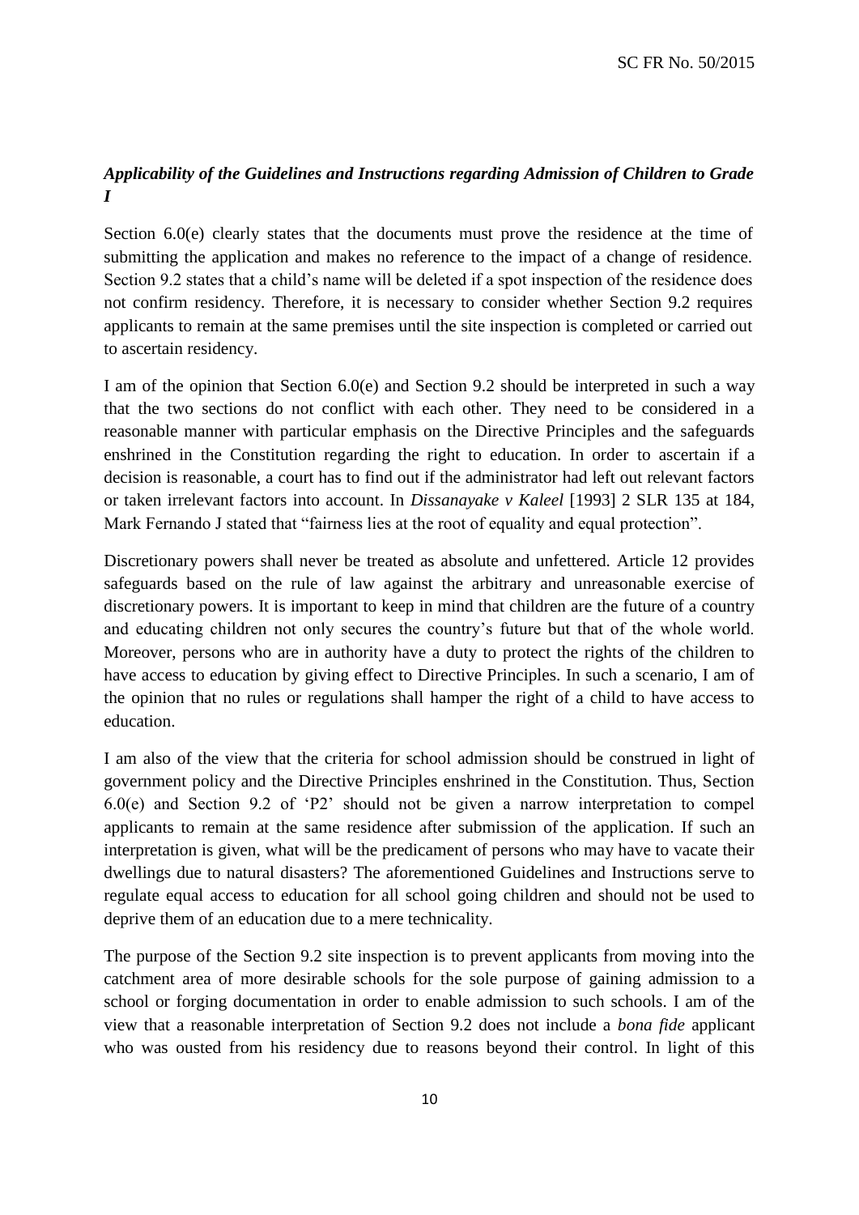### *Applicability of the Guidelines and Instructions regarding Admission of Children to Grade I*

Section 6.0(e) clearly states that the documents must prove the residence at the time of submitting the application and makes no reference to the impact of a change of residence. Section 9.2 states that a child's name will be deleted if a spot inspection of the residence does not confirm residency. Therefore, it is necessary to consider whether Section 9.2 requires applicants to remain at the same premises until the site inspection is completed or carried out to ascertain residency.

I am of the opinion that Section 6.0(e) and Section 9.2 should be interpreted in such a way that the two sections do not conflict with each other. They need to be considered in a reasonable manner with particular emphasis on the Directive Principles and the safeguards enshrined in the Constitution regarding the right to education. In order to ascertain if a decision is reasonable, a court has to find out if the administrator had left out relevant factors or taken irrelevant factors into account. In *Dissanayake v Kaleel* [1993] 2 SLR 135 at 184, Mark Fernando J stated that "fairness lies at the root of equality and equal protection".

Discretionary powers shall never be treated as absolute and unfettered. Article 12 provides safeguards based on the rule of law against the arbitrary and unreasonable exercise of discretionary powers. It is important to keep in mind that children are the future of a country and educating children not only secures the country's future but that of the whole world. Moreover, persons who are in authority have a duty to protect the rights of the children to have access to education by giving effect to Directive Principles. In such a scenario, I am of the opinion that no rules or regulations shall hamper the right of a child to have access to education.

I am also of the view that the criteria for school admission should be construed in light of government policy and the Directive Principles enshrined in the Constitution. Thus, Section 6.0(e) and Section 9.2 of 'P2' should not be given a narrow interpretation to compel applicants to remain at the same residence after submission of the application. If such an interpretation is given, what will be the predicament of persons who may have to vacate their dwellings due to natural disasters? The aforementioned Guidelines and Instructions serve to regulate equal access to education for all school going children and should not be used to deprive them of an education due to a mere technicality.

The purpose of the Section 9.2 site inspection is to prevent applicants from moving into the catchment area of more desirable schools for the sole purpose of gaining admission to a school or forging documentation in order to enable admission to such schools. I am of the view that a reasonable interpretation of Section 9.2 does not include a *bona fide* applicant who was ousted from his residency due to reasons beyond their control. In light of this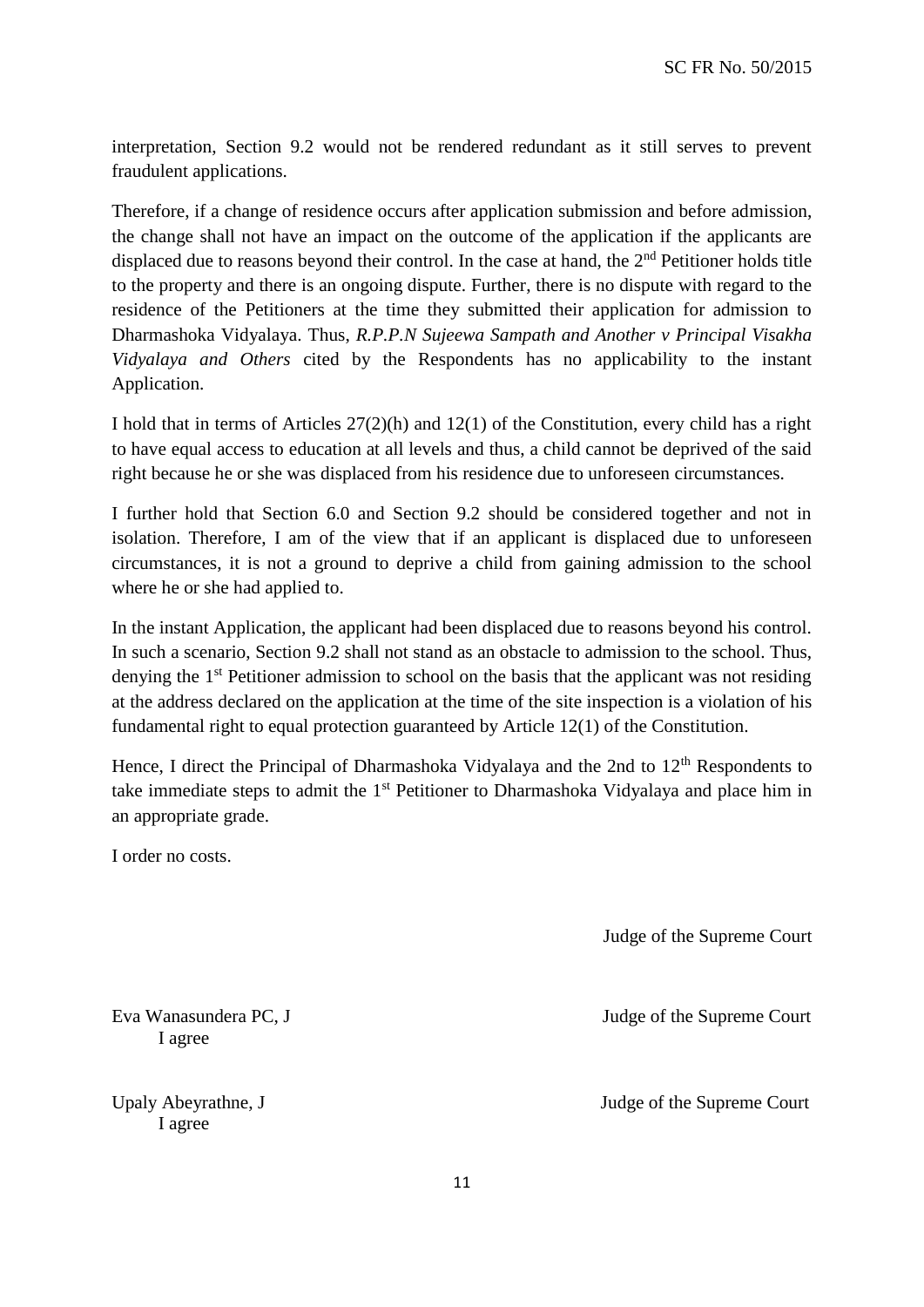interpretation, Section 9.2 would not be rendered redundant as it still serves to prevent fraudulent applications.

Therefore, if a change of residence occurs after application submission and before admission, the change shall not have an impact on the outcome of the application if the applicants are displaced due to reasons beyond their control. In the case at hand, the 2nd Petitioner holds title to the property and there is an ongoing dispute. Further, there is no dispute with regard to the residence of the Petitioners at the time they submitted their application for admission to Dharmashoka Vidyalaya. Thus, *R.P.P.N Sujeewa Sampath and Another v Principal Visakha Vidyalaya and Others* cited by the Respondents has no applicability to the instant Application.

I hold that in terms of Articles 27(2)(h) and 12(1) of the Constitution, every child has a right to have equal access to education at all levels and thus, a child cannot be deprived of the said right because he or she was displaced from his residence due to unforeseen circumstances.

I further hold that Section 6.0 and Section 9.2 should be considered together and not in isolation. Therefore, I am of the view that if an applicant is displaced due to unforeseen circumstances, it is not a ground to deprive a child from gaining admission to the school where he or she had applied to.

In the instant Application, the applicant had been displaced due to reasons beyond his control. In such a scenario, Section 9.2 shall not stand as an obstacle to admission to the school. Thus, denying the 1st Petitioner admission to school on the basis that the applicant was not residing at the address declared on the application at the time of the site inspection is a violation of his fundamental right to equal protection guaranteed by Article 12(1) of the Constitution.

Hence, I direct the Principal of Dharmashoka Vidyalaya and the 2nd to 12th Respondents to take immediate steps to admit the 1st Petitioner to Dharmashoka Vidyalaya and place him in an appropriate grade.

I order no costs.

Judge of the Supreme Court

Eva Wanasundera PC, J
I agree

Judge of the Supreme Court

Upaly Abeyrathne, J
I agree

Judge of the Supreme Court